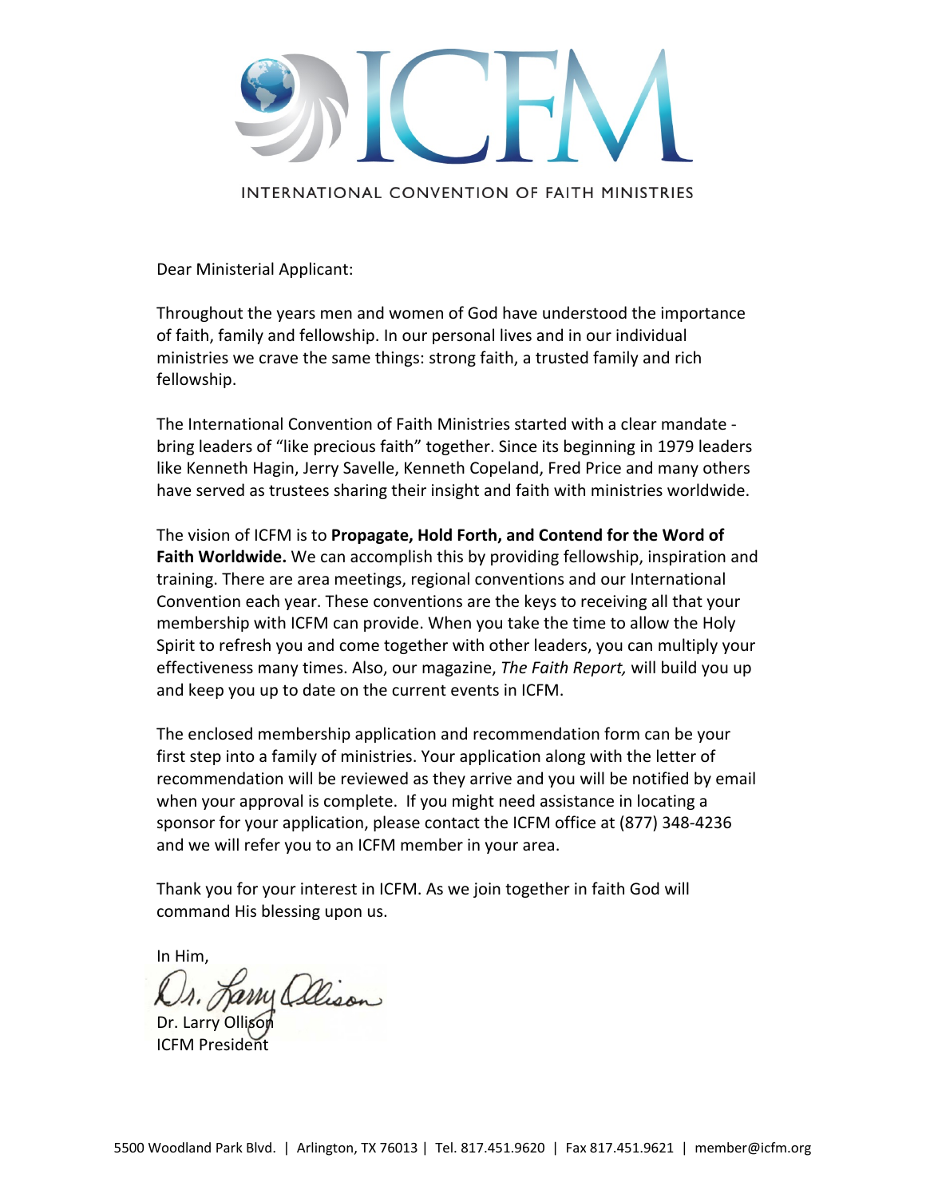# ICFM

INTERNATIONAL CONVENTION OF FAITH MINISTRIES

Dear Ministerial Applicant:

Throughout the years men and women of God have understood the importance of faith, family and fellowship. In our personal lives and in our individual ministries we crave the same things: strong faith, a trusted family and rich fellowship.

The International Convention of Faith Ministries started with a clear mandate - bring leaders of "like precious faith" together. Since its beginning in 1979 leaders like Kenneth Hagin, Jerry Savelle, Kenneth Copeland, Fred Price and many others have served as trustees sharing their insight and faith with ministries worldwide.

The vision of ICFM is to **Propagate, Hold Forth, and Contend for the Word of Faith Worldwide.** We can accomplish this by providing fellowship, inspiration and training. There are area meetings, regional conventions and our International Convention each year. These conventions are the keys to receiving all that your membership with ICFM can provide. When you take the time to allow the Holy Spirit to refresh you and come together with other leaders, you can multiply your effectiveness many times. Also, our magazine, *The Faith Report,* will build you up and keep you up to date on the current events in ICFM.

The enclosed membership application and recommendation form can be your first step into a family of ministries. Your application along with the letter of recommendation will be reviewed as they arrive and you will be notified by email when your approval is complete. If you might need assistance in locating a sponsor for your application, please contact the ICFM office at (877) 348-4236 and we will refer you to an ICFM member in your area.

Thank you for your interest in ICFM. As we join together in faith God will command His blessing upon us.

In Him,

Dr. Larry Ollison
ICFM President

5500 Woodland Park Blvd. | Arlington, TX 76013 | Tel. 817.451.9620 | Fax 817.451.9621 | member@icfm.org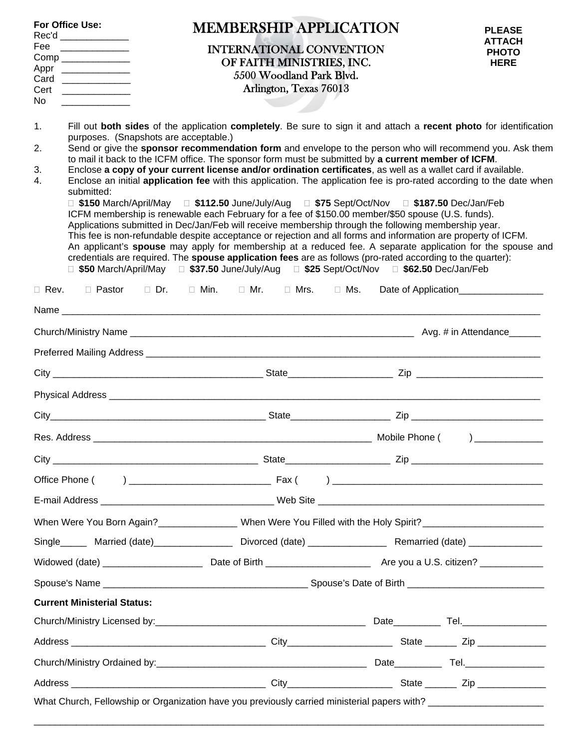**For Office Use:**
Rec'd _____________
Fee _____________
Comp _____________
Appr _____________
Card _____________
Cert _____________
No _____________

# MEMBERSHIP APPLICATION

## INTERNATIONAL CONVENTION OF FAITH MINISTRIES, INC.

5500 Woodland Park Blvd.
Arlington, Texas 76013

**PLEASE ATTACH PHOTO HERE**

1. Fill out **both sides** of the application **completely**. Be sure to sign it and attach a **recent photo** for identification purposes. (Snapshots are acceptable.)
2. Send or give the **sponsor recommendation form** and envelope to the person who will recommend you. Ask them to mail it back to the ICFM office. The sponsor form must be submitted by **a current member of ICFM**.
3. Enclose **a copy of your current license and/or ordination certificates**, as well as a wallet card if available.
4. Enclose an initial **application fee** with this application. The application fee is pro-rated according to the date when submitted:
   ☐ **$150** March/April/May ☐ **$112.50** June/July/Aug ☐ **$75** Sept/Oct/Nov ☐ **$187.50** Dec/Jan/Feb
   ICFM membership is renewable each February for a fee of $150.00 member/$50 spouse (U.S. funds).
   Applications submitted in Dec/Jan/Feb will receive membership through the following membership year.
   This fee is non-refundable despite acceptance or rejection and all forms and information are property of ICFM.
   An applicant's **spouse** may apply for membership at a reduced fee. A separate application for the spouse and credentials are required. The **spouse application fees** are as follows (pro-rated according to the quarter):
   ☐ **$50** March/April/May ☐ **$37.50** June/July/Aug ☐ **$25** Sept/Oct/Nov ☐ **$62.50** Dec/Jan/Feb

☐ Rev. ☐ Pastor ☐ Dr. ☐ Min. ☐ Mr. ☐ Mrs. ☐ Ms. Date of Application________________

Name ______________________________________________________________________________

Church/Ministry Name ___________________________________________ Avg. # in Attendance______

Preferred Mailing Address __________________________________________________________

City ________________________________ State____________________ Zip ________________________

Physical Address ___________________________________________________________________

City________________________________ State___________________ Zip __________________________

Res. Address ___________________________________________ Mobile Phone ( ) _____________

City _______________________________ State____________________ Zip __________________________

Office Phone ( ) ___________________________ Fax ( ) ________________________________

E-mail Address _________________________________ Web Site ____________________________________

When Were You Born Again?_______________ When Were You Filled with the Holy Spirit?_______________________

Single_____ Married (date)_______________ Divorced (date) _______________ Remarried (date) ______________

Widowed (date) ___________________ Date of Birth ____________________ Are you a U.S. citizen? ____________

Spouse's Name _______________________________________ Spouse's Date of Birth _________________________

**Current Ministerial Status:**

Church/Ministry Licensed by:________________________________________ Date_________ Tel.________________

Address _____________________________________ City____________________ State ______ Zip _____________

Church/Ministry Ordained by:________________________________________ Date_________ Tel._______________

Address _____________________________________ City____________________ State ______ Zip _____________

What Church, Fellowship or Organization have you previously carried ministerial papers with? ______________________

___________________________________________________________________________________________________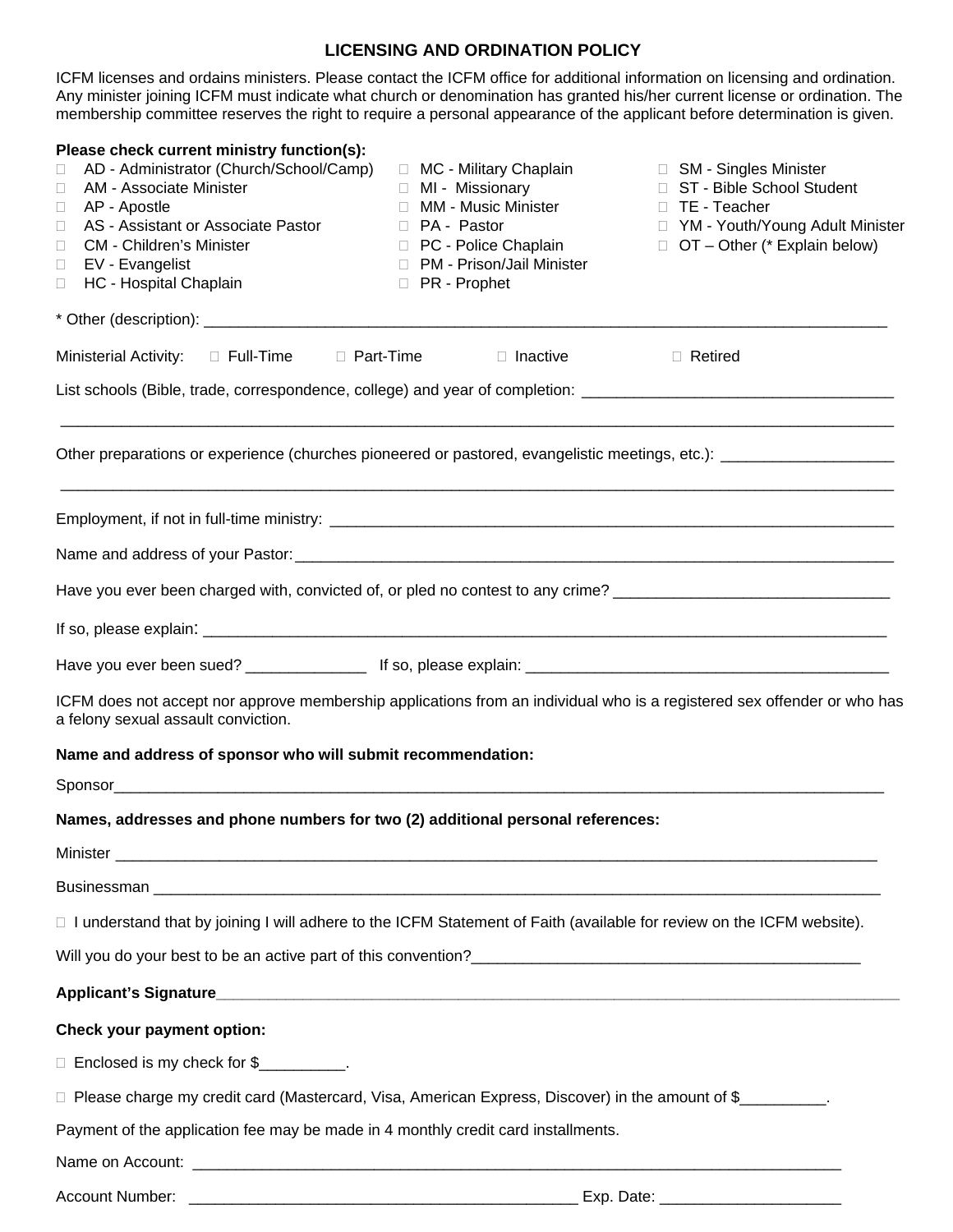## LICENSING AND ORDINATION POLICY

ICFM licenses and ordains ministers. Please contact the ICFM office for additional information on licensing and ordination. Any minister joining ICFM must indicate what church or denomination has granted his/her current license or ordination. The membership committee reserves the right to require a personal appearance of the applicant before determination is given.

**Please check current ministry function(s):**

- ☐ AD - Administrator (Church/School/Camp)
- ☐ AM - Associate Minister
- ☐ AP - Apostle
- ☐ AS - Assistant or Associate Pastor
- ☐ CM - Children's Minister
- ☐ EV - Evangelist
- ☐ HC - Hospital Chaplain
- ☐ MC - Military Chaplain
- ☐ MI - Missionary
- ☐ MM - Music Minister
- ☐ PA - Pastor
- ☐ PC - Police Chaplain
- ☐ PM - Prison/Jail Minister
- ☐ PR - Prophet
- ☐ SM - Singles Minister
- ☐ ST - Bible School Student
- ☐ TE - Teacher
- ☐ YM - Youth/Young Adult Minister
- ☐ OT – Other (* Explain below)

* Other (description): ______________________________________________________________________________

Ministerial Activity: ☐ Full-Time ☐ Part-Time ☐ Inactive ☐ Retired

List schools (Bible, trade, correspondence, college) and year of completion: ___________________________________

______________________________________________________________________________________________

Other preparations or experience (churches pioneered or pastored, evangelistic meetings, etc.): ___________________

______________________________________________________________________________________________

Employment, if not in full-time ministry: ______________________________________________________________

Name and address of your Pastor: _________________________________________________________________

Have you ever been charged with, convicted of, or pled no contest to any crime? ______________________________

If so, please explain: ____________________________________________________________________________

Have you ever been sued? ______________ If so, please explain: ________________________________________

ICFM does not accept nor approve membership applications from an individual who is a registered sex offender or who has a felony sexual assault conviction.

**Name and address of sponsor who will submit recommendation:**

Sponsor______________________________________________________________________________________

**Names, addresses and phone numbers for two (2) additional personal references:**

Minister ______________________________________________________________________________________

Businessman __________________________________________________________________________________

☐ I understand that by joining I will adhere to the ICFM Statement of Faith (available for review on the ICFM website).

Will you do your best to be an active part of this convention?_____________________________________________

**Applicant's Signature**_________________________________________________________________________

**Check your payment option:**

☐ Enclosed is my check for $__________.

☐ Please charge my credit card (Mastercard, Visa, American Express, Discover) in the amount of $__________.

Payment of the application fee may be made in 4 monthly credit card installments.

Name on Account: _______________________________________________________________________

Account Number: ____________________________________________ Exp. Date: ____________________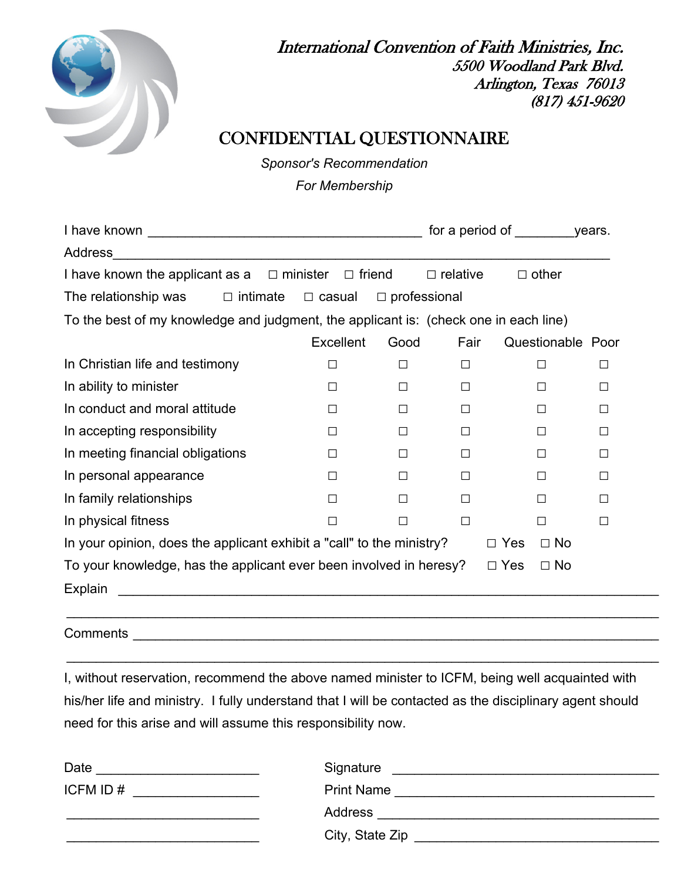*International Convention of Faith Ministries, Inc.*
*5500 Woodland Park Blvd.*
*Arlington, Texas 76013*
*(817) 451-9620*

# CONFIDENTIAL QUESTIONNAIRE

*Sponsor's Recommendation*

*For Membership*

I have known ____________________________________ for a period of ________years.

Address_____________________________________________________________

I have known the applicant as a ☐ minister ☐ friend ☐ relative ☐ other

The relationship was ☐ intimate ☐ casual ☐ professional

To the best of my knowledge and judgment, the applicant is: (check one in each line)

| | Excellent | Good | Fair | Questionable | Poor |
|---|---|---|---|---|---|
| In Christian life and testimony | ☐ | ☐ | ☐ | ☐ | ☐ |
| In ability to minister | ☐ | ☐ | ☐ | ☐ | ☐ |
| In conduct and moral attitude | ☐ | ☐ | ☐ | ☐ | ☐ |
| In accepting responsibility | ☐ | ☐ | ☐ | ☐ | ☐ |
| In meeting financial obligations | ☐ | ☐ | ☐ | ☐ | ☐ |
| In personal appearance | ☐ | ☐ | ☐ | ☐ | ☐ |
| In family relationships | ☐ | ☐ | ☐ | ☐ | ☐ |
| In physical fitness | ☐ | ☐ | ☐ | ☐ | ☐ |

In your opinion, does the applicant exhibit a "call" to the ministry? ☐ Yes ☐ No

To your knowledge, has the applicant ever been involved in heresy? ☐ Yes ☐ No

Explain ______________________________________________________________________

_____________________________________________________________________________

Comments ____________________________________________________________________

_____________________________________________________________________________

I, without reservation, recommend the above named minister to ICFM, being well acquainted with his/her life and ministry. I fully understand that I will be contacted as the disciplinary agent should need for this arise and will assume this responsibility now.

Date ______________________

ICFM ID # ________________

__________________________

__________________________

Signature ___________________________________

Print Name __________________________________

Address _____________________________________

City, State Zip _______________________________